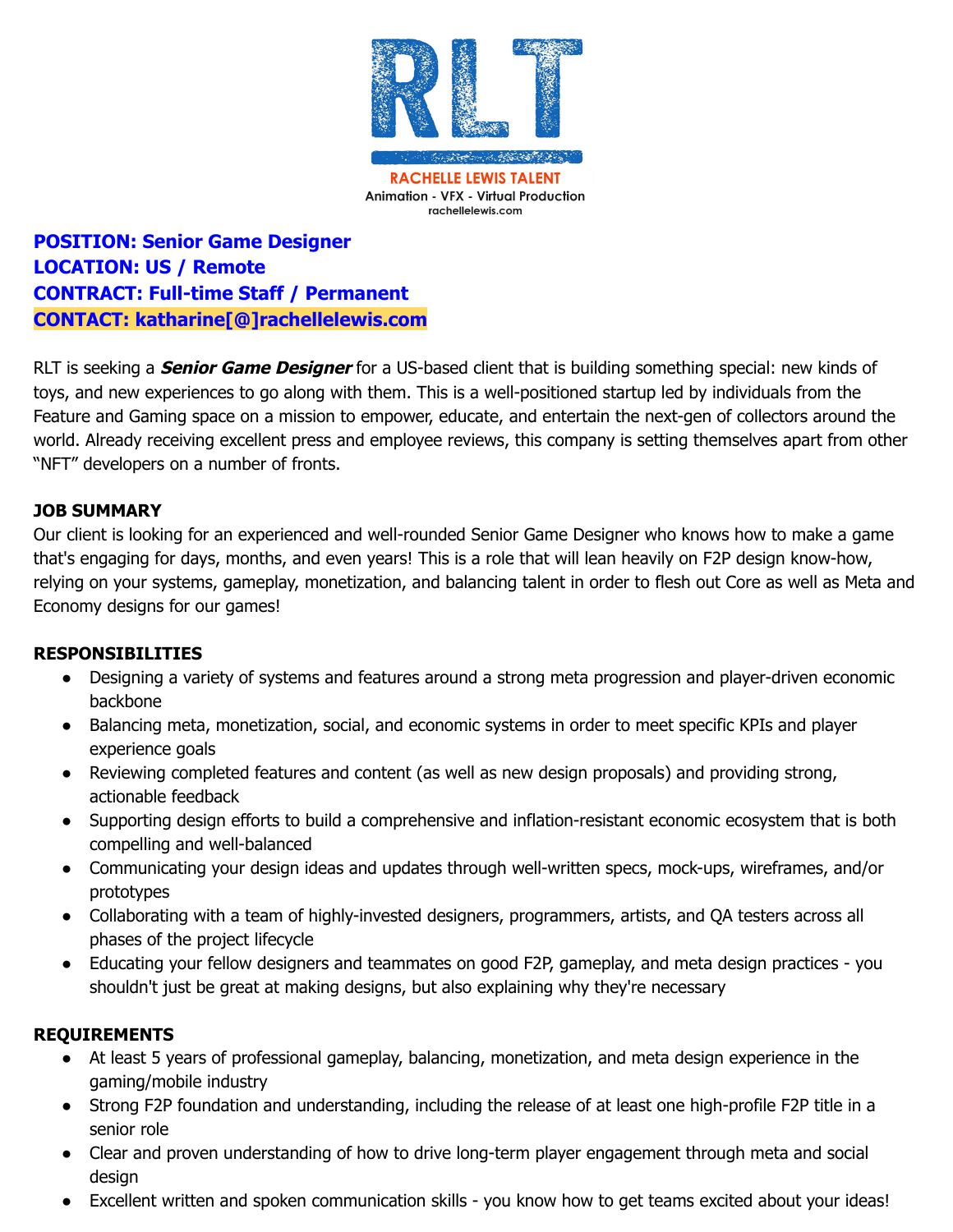**RACHELLE LEWIS TALENT**
Animation - VFX - Virtual Production
rachellelewis.com

**POSITION: Senior Game Designer**
**LOCATION: US / Remote**
**CONTRACT: Full-time Staff / Permanent**
**CONTACT: katharine[@]rachellelewis.com**

RLT is seeking a ***Senior Game Designer*** for a US-based client that is building something special: new kinds of toys, and new experiences to go along with them. This is a well-positioned startup led by individuals from the Feature and Gaming space on a mission to empower, educate, and entertain the next-gen of collectors around the world. Already receiving excellent press and employee reviews, this company is setting themselves apart from other "NFT" developers on a number of fronts.

**JOB SUMMARY**

Our client is looking for an experienced and well-rounded Senior Game Designer who knows how to make a game that's engaging for days, months, and even years! This is a role that will lean heavily on F2P design know-how, relying on your systems, gameplay, monetization, and balancing talent in order to flesh out Core as well as Meta and Economy designs for our games!

**RESPONSIBILITIES**

- Designing a variety of systems and features around a strong meta progression and player-driven economic backbone
- Balancing meta, monetization, social, and economic systems in order to meet specific KPIs and player experience goals
- Reviewing completed features and content (as well as new design proposals) and providing strong, actionable feedback
- Supporting design efforts to build a comprehensive and inflation-resistant economic ecosystem that is both compelling and well-balanced
- Communicating your design ideas and updates through well-written specs, mock-ups, wireframes, and/or prototypes
- Collaborating with a team of highly-invested designers, programmers, artists, and QA testers across all phases of the project lifecycle
- Educating your fellow designers and teammates on good F2P, gameplay, and meta design practices - you shouldn't just be great at making designs, but also explaining why they're necessary

**REQUIREMENTS**

- At least 5 years of professional gameplay, balancing, monetization, and meta design experience in the gaming/mobile industry
- Strong F2P foundation and understanding, including the release of at least one high-profile F2P title in a senior role
- Clear and proven understanding of how to drive long-term player engagement through meta and social design
- Excellent written and spoken communication skills - you know how to get teams excited about your ideas!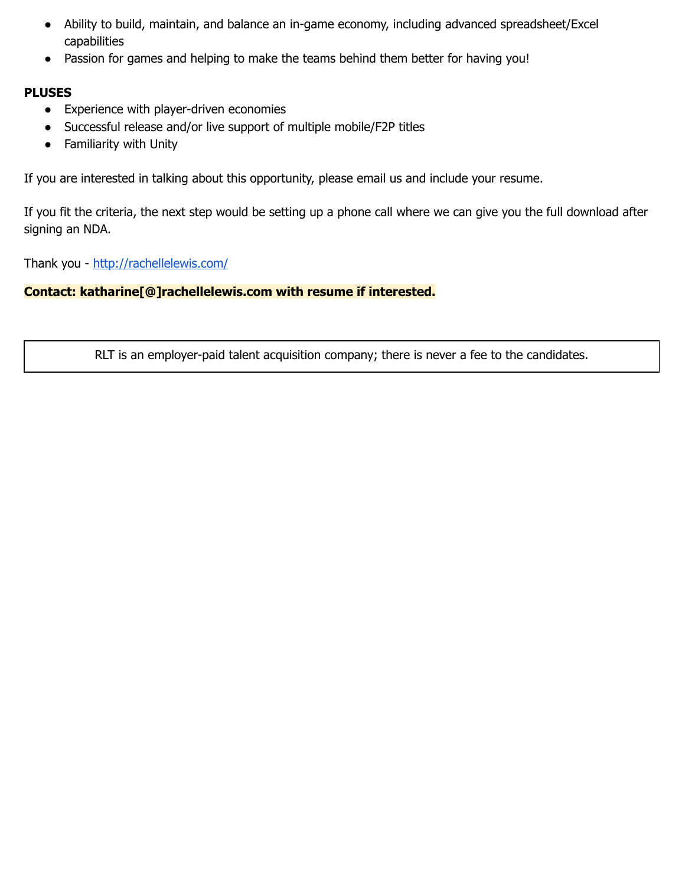- Ability to build, maintain, and balance an in-game economy, including advanced spreadsheet/Excel capabilities
- Passion for games and helping to make the teams behind them better for having you!

**PLUSES**

- Experience with player-driven economies
- Successful release and/or live support of multiple mobile/F2P titles
- Familiarity with Unity

If you are interested in talking about this opportunity, please email us and include your resume.

If you fit the criteria, the next step would be setting up a phone call where we can give you the full download after signing an NDA.

Thank you - http://rachellelewis.com/

**Contact: katharine[@]rachellelewis.com with resume if interested.**

| |
|---|
| RLT is an employer-paid talent acquisition company; there is never a fee to the candidates. |